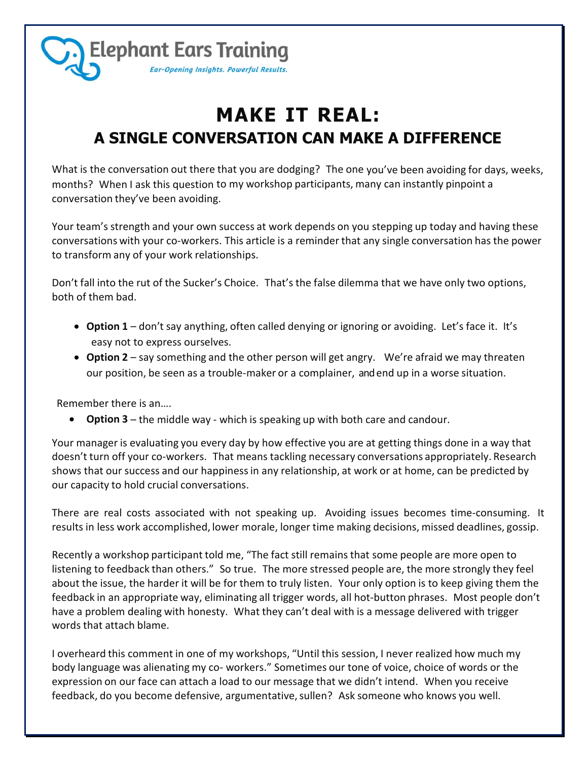Elephant Ears Training

*Ear-Opening Insights. Powerful Results.*

# MAKE IT REAL:
## A SINGLE CONVERSATION CAN MAKE A DIFFERENCE

What is the conversation out there that you are dodging? The one you've been avoiding for days, weeks, months? When I ask this question to my workshop participants, many can instantly pinpoint a conversation they've been avoiding.

Your team's strength and your own success at work depends on you stepping up today and having these conversations with your co-workers. This article is a reminder that any single conversation has the power to transform any of your work relationships.

Don't fall into the rut of the Sucker's Choice. That's the false dilemma that we have only two options, both of them bad.

- **Option 1** – don't say anything, often called denying or ignoring or avoiding. Let's face it. It's easy not to express ourselves.
- **Option 2** – say something and the other person will get angry. We're afraid we may threaten our position, be seen as a trouble-maker or a complainer, and end up in a worse situation.

Remember there is an….

- **Option 3** – the middle way - which is speaking up with both care and candour.

Your manager is evaluating you every day by how effective you are at getting things done in a way that doesn't turn off your co-workers. That means tackling necessary conversations appropriately. Research shows that our success and our happiness in any relationship, at work or at home, can be predicted by our capacity to hold crucial conversations.

There are real costs associated with not speaking up. Avoiding issues becomes time-consuming. It results in less work accomplished, lower morale, longer time making decisions, missed deadlines, gossip.

Recently a workshop participant told me, "The fact still remains that some people are more open to listening to feedback than others." So true. The more stressed people are, the more strongly they feel about the issue, the harder it will be for them to truly listen. Your only option is to keep giving them the feedback in an appropriate way, eliminating all trigger words, all hot-button phrases. Most people don't have a problem dealing with honesty. What they can't deal with is a message delivered with trigger words that attach blame.

I overheard this comment in one of my workshops, "Until this session, I never realized how much my body language was alienating my co- workers." Sometimes our tone of voice, choice of words or the expression on our face can attach a load to our message that we didn't intend. When you receive feedback, do you become defensive, argumentative, sullen? Ask someone who knows you well.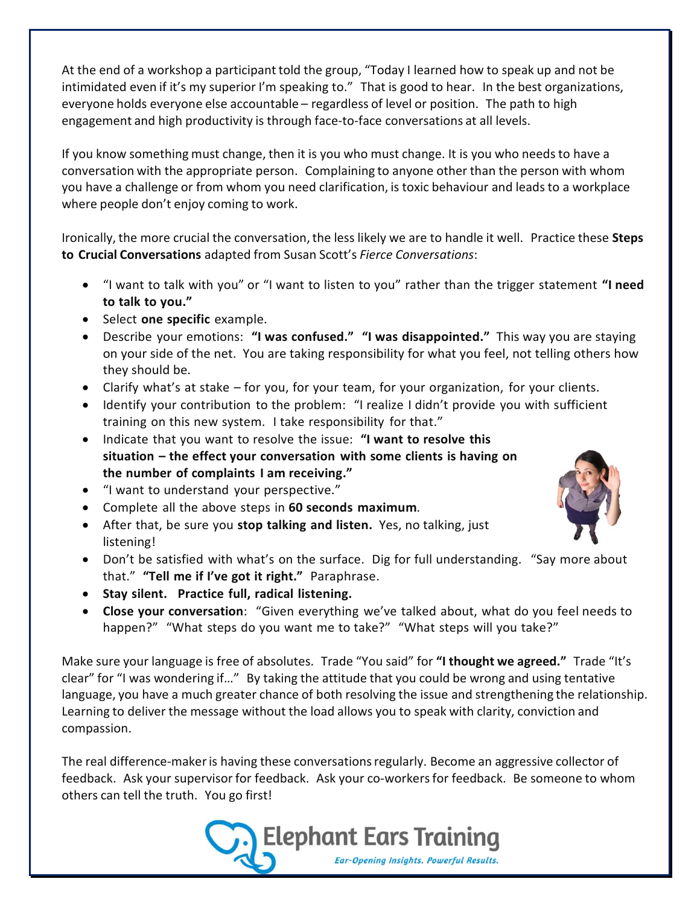At the end of a workshop a participant told the group, "Today I learned how to speak up and not be intimidated even if it's my superior I'm speaking to." That is good to hear. In the best organizations, everyone holds everyone else accountable – regardless of level or position. The path to high engagement and high productivity is through face-to-face conversations at all levels.

If you know something must change, then it is you who must change. It is you who needs to have a conversation with the appropriate person. Complaining to anyone other than the person with whom you have a challenge or from whom you need clarification, is toxic behaviour and leads to a workplace where people don't enjoy coming to work.

Ironically, the more crucial the conversation, the less likely we are to handle it well. Practice these **Steps to Crucial Conversations** adapted from Susan Scott's *Fierce Conversations*:

- "I want to talk with you" or "I want to listen to you" rather than the trigger statement **"I need to talk to you."**
- Select **one specific** example.
- Describe your emotions: **"I was confused." "I was disappointed."** This way you are staying on your side of the net. You are taking responsibility for what you feel, not telling others how they should be.
- Clarify what's at stake – for you, for your team, for your organization, for your clients.
- Identify your contribution to the problem: "I realize I didn't provide you with sufficient training on this new system. I take responsibility for that."
- Indicate that you want to resolve the issue: **"I want to resolve this situation – the effect your conversation with some clients is having on the number of complaints I am receiving."**
- "I want to understand your perspective."
- Complete all the above steps in **60 seconds maximum**.
- After that, be sure you **stop talking and listen.** Yes, no talking, just listening!
- Don't be satisfied with what's on the surface. Dig for full understanding. "Say more about that." **"Tell me if I've got it right."** Paraphrase.
- **Stay silent. Practice full, radical listening.**
- **Close your conversation**: "Given everything we've talked about, what do you feel needs to happen?" "What steps do you want me to take?" "What steps will you take?"

Make sure your language is free of absolutes. Trade "You said" for **"I thought we agreed."** Trade "It's clear" for "I was wondering if…" By taking the attitude that you could be wrong and using tentative language, you have a much greater chance of both resolving the issue and strengthening the relationship. Learning to deliver the message without the load allows you to speak with clarity, conviction and compassion.

The real difference-maker is having these conversations regularly. Become an aggressive collector of feedback. Ask your supervisor for feedback. Ask your co-workers for feedback. Be someone to whom others can tell the truth. You go first!

Elephant Ears Training
*Ear-Opening Insights. Powerful Results.*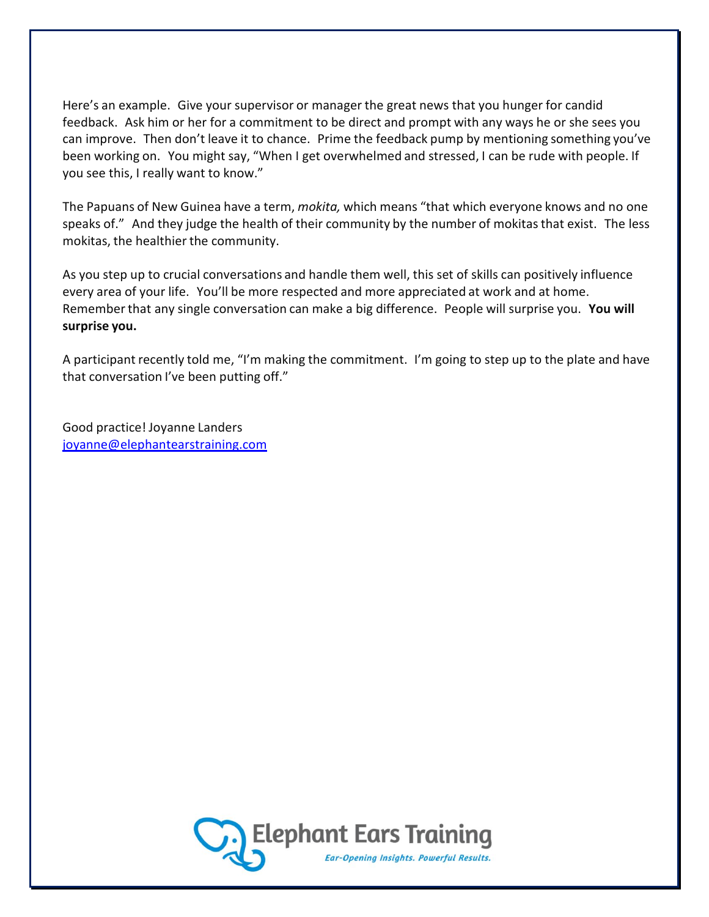Here's an example. Give your supervisor or manager the great news that you hunger for candid feedback. Ask him or her for a commitment to be direct and prompt with any ways he or she sees you can improve. Then don't leave it to chance. Prime the feedback pump by mentioning something you've been working on. You might say, "When I get overwhelmed and stressed, I can be rude with people. If you see this, I really want to know."

The Papuans of New Guinea have a term, *mokita,* which means "that which everyone knows and no one speaks of." And they judge the health of their community by the number of mokitas that exist. The less mokitas, the healthier the community.

As you step up to crucial conversations and handle them well, this set of skills can positively influence every area of your life. You'll be more respected and more appreciated at work and at home. Remember that any single conversation can make a big difference. People will surprise you. **You will surprise you.**

A participant recently told me, "I'm making the commitment. I'm going to step up to the plate and have that conversation I've been putting off."

Good practice! Joyanne Landers
[joyanne@elephantearstraining.com](mailto:joyanne@elephantearstraining.com)

Elephant Ears Training
*Ear-Opening Insights. Powerful Results.*